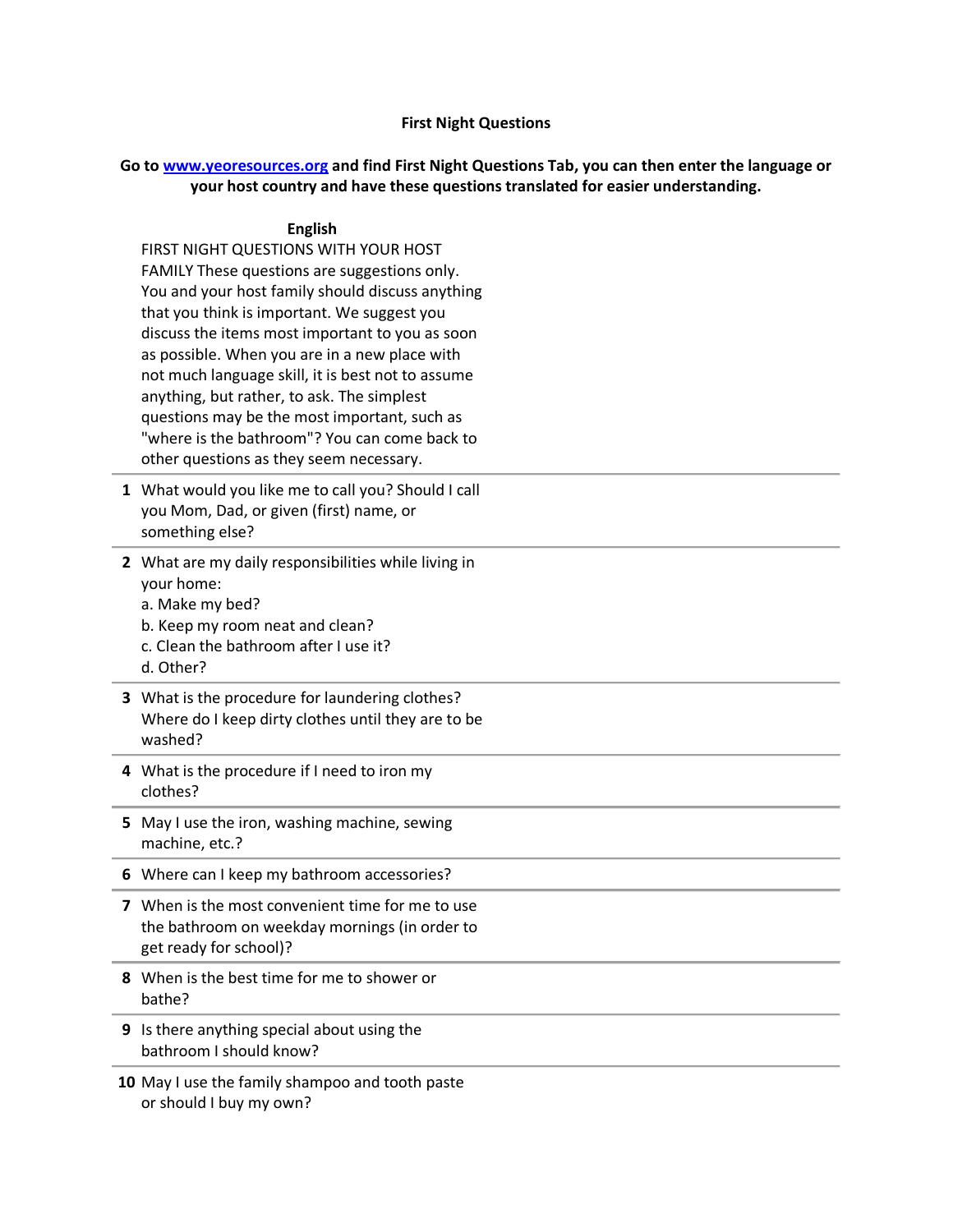**First Night Questions**

**Go to [www.yeoresources.org](http://www.yeoresources.org) and find First Night Questions Tab, you can then enter the language or your host country and have these questions translated for easier understanding.**

| | **English** | |
|---|---|---|
| | FIRST NIGHT QUESTIONS WITH YOUR HOST FAMILY These questions are suggestions only. You and your host family should discuss anything that you think is important. We suggest you discuss the items most important to you as soon as possible. When you are in a new place with not much language skill, it is best not to assume anything, but rather, to ask. The simplest questions may be the most important, such as "where is the bathroom"? You can come back to other questions as they seem necessary. | |
| **1** | What would you like me to call you? Should I call you Mom, Dad, or given (first) name, or something else? | |
| **2** | What are my daily responsibilities while living in your home:<br>a. Make my bed?<br>b. Keep my room neat and clean?<br>c. Clean the bathroom after I use it?<br>d. Other? | |
| **3** | What is the procedure for laundering clothes? Where do I keep dirty clothes until they are to be washed? | |
| **4** | What is the procedure if I need to iron my clothes? | |
| **5** | May I use the iron, washing machine, sewing machine, etc.? | |
| **6** | Where can I keep my bathroom accessories? | |
| **7** | When is the most convenient time for me to use the bathroom on weekday mornings (in order to get ready for school)? | |
| **8** | When is the best time for me to shower or bathe? | |
| **9** | Is there anything special about using the bathroom I should know? | |
| **10** | May I use the family shampoo and tooth paste or should I buy my own? | |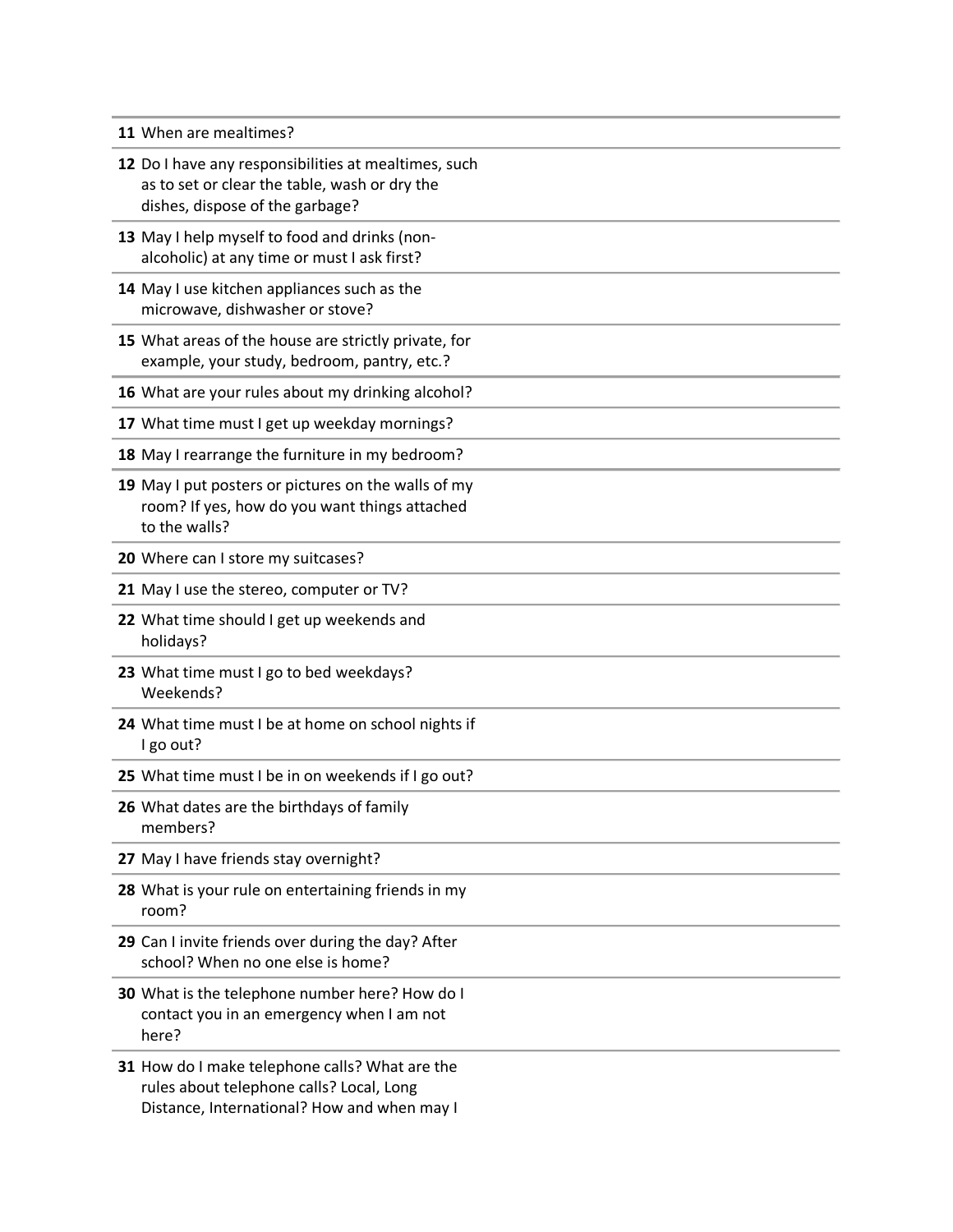| | |
|---|---|
| **11** When are mealtimes? | |
| **12** Do I have any responsibilities at mealtimes, such as to set or clear the table, wash or dry the dishes, dispose of the garbage? | |
| **13** May I help myself to food and drinks (non-alcoholic) at any time or must I ask first? | |
| **14** May I use kitchen appliances such as the microwave, dishwasher or stove? | |
| **15** What areas of the house are strictly private, for example, your study, bedroom, pantry, etc.? | |
| **16** What are your rules about my drinking alcohol? | |
| **17** What time must I get up weekday mornings? | |
| **18** May I rearrange the furniture in my bedroom? | |
| **19** May I put posters or pictures on the walls of my room? If yes, how do you want things attached to the walls? | |
| **20** Where can I store my suitcases? | |
| **21** May I use the stereo, computer or TV? | |
| **22** What time should I get up weekends and holidays? | |
| **23** What time must I go to bed weekdays? Weekends? | |
| **24** What time must I be at home on school nights if I go out? | |
| **25** What time must I be in on weekends if I go out? | |
| **26** What dates are the birthdays of family members? | |
| **27** May I have friends stay overnight? | |
| **28** What is your rule on entertaining friends in my room? | |
| **29** Can I invite friends over during the day? After school? When no one else is home? | |
| **30** What is the telephone number here? How do I contact you in an emergency when I am not here? | |
| **31** How do I make telephone calls? What are the rules about telephone calls? Local, Long Distance, International? How and when may I | |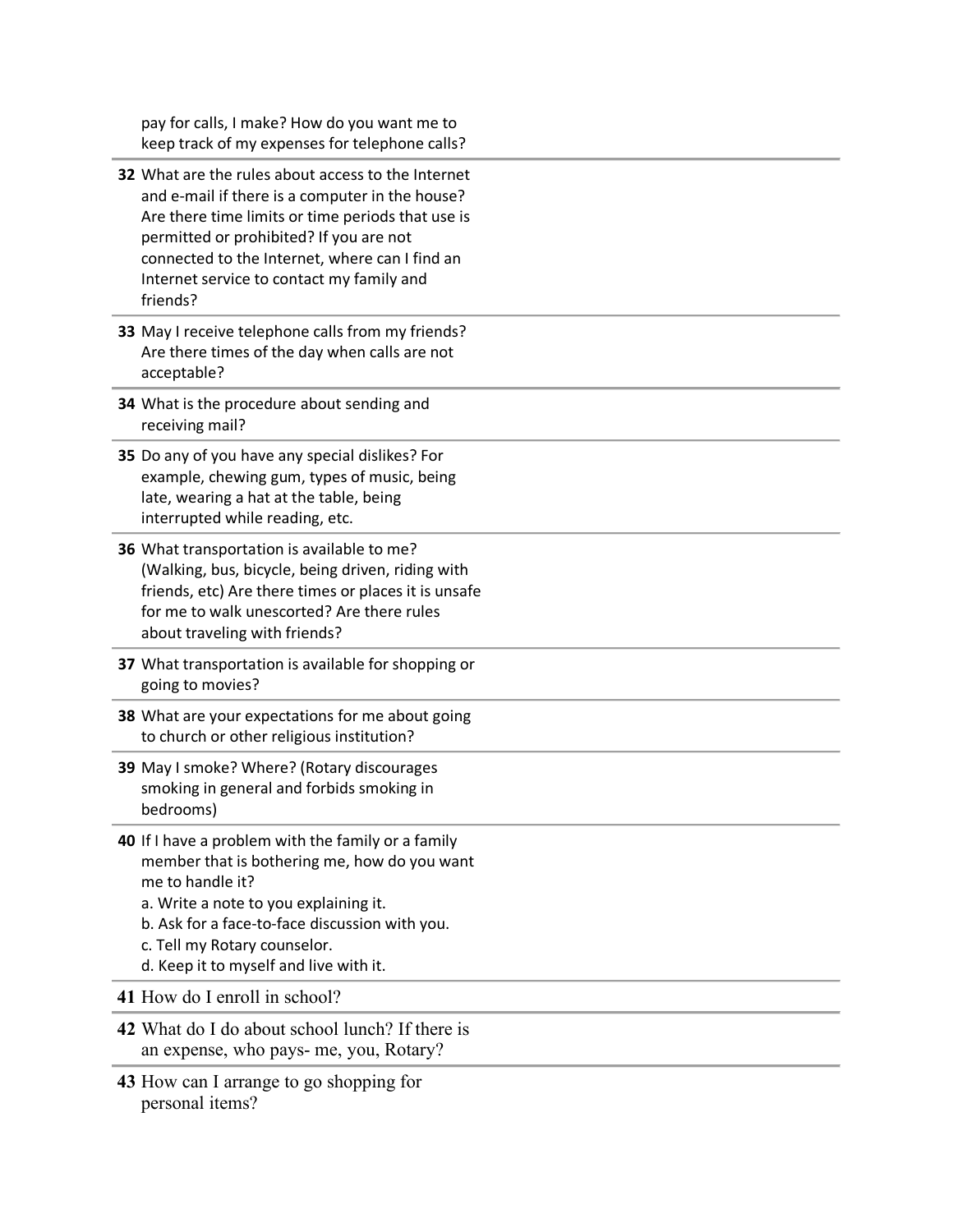pay for calls, I make? How do you want me to keep track of my expenses for telephone calls?

**32** What are the rules about access to the Internet and e-mail if there is a computer in the house? Are there time limits or time periods that use is permitted or prohibited? If you are not connected to the Internet, where can I find an Internet service to contact my family and friends?

**33** May I receive telephone calls from my friends? Are there times of the day when calls are not acceptable?

**34** What is the procedure about sending and receiving mail?

**35** Do any of you have any special dislikes? For example, chewing gum, types of music, being late, wearing a hat at the table, being interrupted while reading, etc.

**36** What transportation is available to me? (Walking, bus, bicycle, being driven, riding with friends, etc) Are there times or places it is unsafe for me to walk unescorted? Are there rules about traveling with friends?

**37** What transportation is available for shopping or going to movies?

**38** What are your expectations for me about going to church or other religious institution?

**39** May I smoke? Where? (Rotary discourages smoking in general and forbids smoking in bedrooms)

**40** If I have a problem with the family or a family member that is bothering me, how do you want me to handle it?

a. Write a note to you explaining it.
b. Ask for a face-to-face discussion with you.
c. Tell my Rotary counselor.
d. Keep it to myself and live with it.

**41** How do I enroll in school?

**42** What do I do about school lunch? If there is an expense, who pays- me, you, Rotary?

**43** How can I arrange to go shopping for personal items?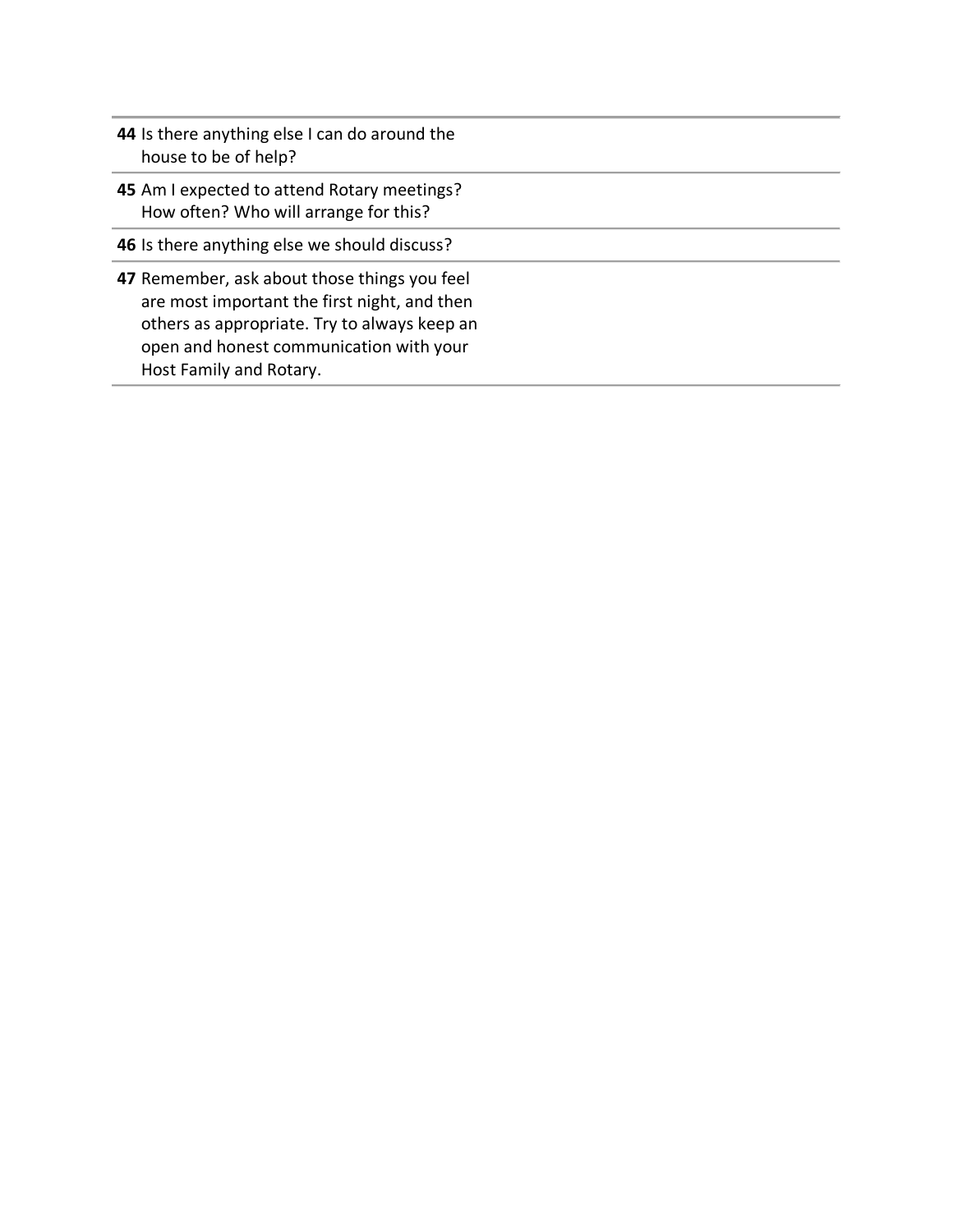| | |
|---|---|
| **44** Is there anything else I can do around the house to be of help? | |
| **45** Am I expected to attend Rotary meetings? How often? Who will arrange for this? | |
| **46** Is there anything else we should discuss? | |
| **47** Remember, ask about those things you feel are most important the first night, and then others as appropriate. Try to always keep an open and honest communication with your Host Family and Rotary. | |